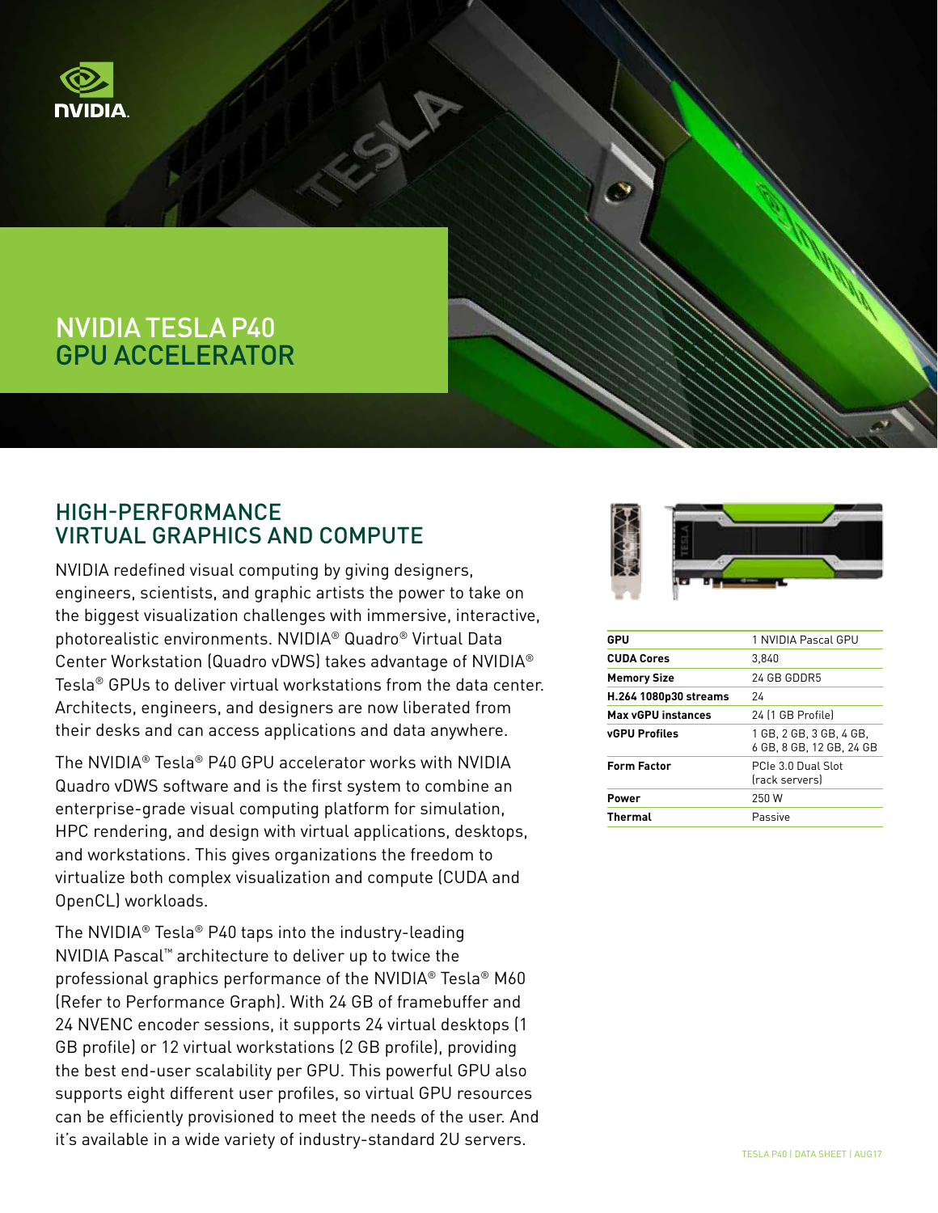# NVIDIA TESLA P40 GPU ACCELERATOR

## HIGH-PERFORMANCE VIRTUAL GRAPHICS AND COMPUTE

NVIDIA redefined visual computing by giving designers, engineers, scientists, and graphic artists the power to take on the biggest visualization challenges with immersive, interactive, photorealistic environments. NVIDIA® Quadro® Virtual Data Center Workstation (Quadro vDWS) takes advantage of NVIDIA® Tesla® GPUs to deliver virtual workstations from the data center. Architects, engineers, and designers are now liberated from their desks and can access applications and data anywhere.

The NVIDIA® Tesla® P40 GPU accelerator works with NVIDIA Quadro vDWS software and is the first system to combine an enterprise-grade visual computing platform for simulation, HPC rendering, and design with virtual applications, desktops, and workstations. This gives organizations the freedom to virtualize both complex visualization and compute (CUDA and OpenCL) workloads.

The NVIDIA® Tesla® P40 taps into the industry-leading NVIDIA Pascal™ architecture to deliver up to twice the professional graphics performance of the NVIDIA® Tesla® M60 (Refer to Performance Graph). With 24 GB of framebuffer and 24 NVENC encoder sessions, it supports 24 virtual desktops (1 GB profile) or 12 virtual workstations (2 GB profile), providing the best end-user scalability per GPU. This powerful GPU also supports eight different user profiles, so virtual GPU resources can be efficiently provisioned to meet the needs of the user. And it's available in a wide variety of industry-standard 2U servers.

| | |
|---|---|
| **GPU** | 1 NVIDIA Pascal GPU |
| **CUDA Cores** | 3,840 |
| **Memory Size** | 24 GB GDDR5 |
| **H.264 1080p30 streams** | 24 |
| **Max vGPU instances** | 24 (1 GB Profile) |
| **vGPU Profiles** | 1 GB, 2 GB, 3 GB, 4 GB, 6 GB, 8 GB, 12 GB, 24 GB |
| **Form Factor** | PCIe 3.0 Dual Slot (rack servers) |
| **Power** | 250 W |
| **Thermal** | Passive |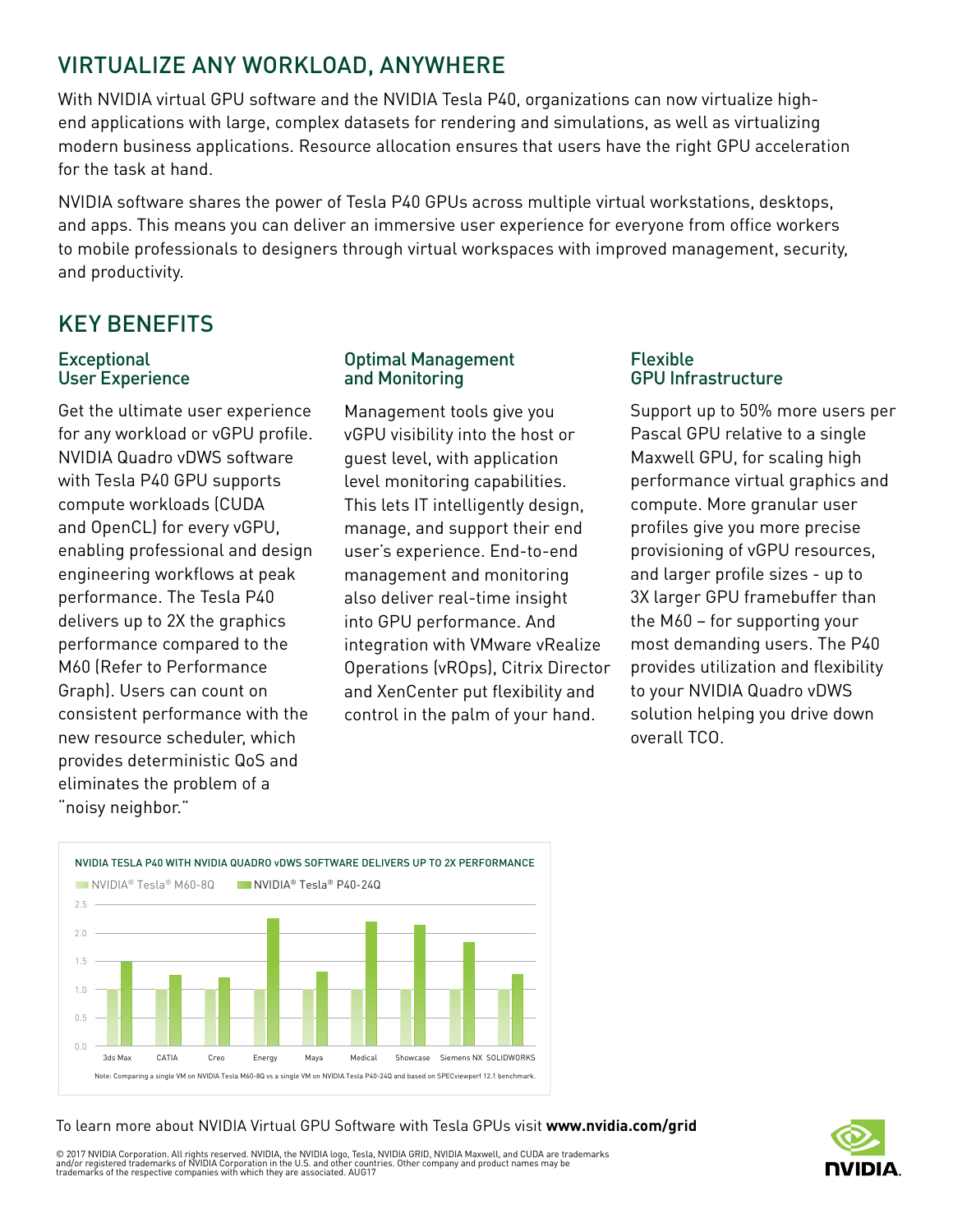## VIRTUALIZE ANY WORKLOAD, ANYWHERE

With NVIDIA virtual GPU software and the NVIDIA Tesla P40, organizations can now virtualize high-end applications with large, complex datasets for rendering and simulations, as well as virtualizing modern business applications. Resource allocation ensures that users have the right GPU acceleration for the task at hand.

NVIDIA software shares the power of Tesla P40 GPUs across multiple virtual workstations, desktops, and apps. This means you can deliver an immersive user experience for everyone from office workers to mobile professionals to designers through virtual workspaces with improved management, security, and productivity.

## KEY BENEFITS

### Exceptional User Experience

Get the ultimate user experience for any workload or vGPU profile. NVIDIA Quadro vDWS software with Tesla P40 GPU supports compute workloads (CUDA and OpenCL) for every vGPU, enabling professional and design engineering workflows at peak performance. The Tesla P40 delivers up to 2X the graphics performance compared to the M60 (Refer to Performance Graph). Users can count on consistent performance with the new resource scheduler, which provides deterministic QoS and eliminates the problem of a "noisy neighbor."

### Optimal Management and Monitoring

Management tools give you vGPU visibility into the host or guest level, with application level monitoring capabilities. This lets IT intelligently design, manage, and support their end user's experience. End-to-end management and monitoring also deliver real-time insight into GPU performance. And integration with VMware vRealize Operations (vROps), Citrix Director and XenCenter put flexibility and control in the palm of your hand.

### Flexible GPU Infrastructure

Support up to 50% more users per Pascal GPU relative to a single Maxwell GPU, for scaling high performance virtual graphics and compute. More granular user profiles give you more precise provisioning of vGPU resources, and larger profile sizes - up to 3X larger GPU framebuffer than the M60 – for supporting your most demanding users. The P40 provides utilization and flexibility to your NVIDIA Quadro vDWS solution helping you drive down overall TCO.

NVIDIA TESLA P40 WITH NVIDIA QUADRO vDWS SOFTWARE DELIVERS UP TO 2X PERFORMANCE

NVIDIA® Tesla® M60-8Q
NVIDIA® Tesla® P40-24Q

2.5
2.0
1.5
1.0
0.5
0.0

3ds Max
CATIA
Creo
Energy
Maya
Medical
Showcase
Siemens NX
SOLIDWORKS

Note: Comparing a single VM on NVIDIA Tesla M60-8Q vs a single VM on NVIDIA Tesla P40-24Q and based on SPECviewperf 12.1 benchmark.

To learn more about NVIDIA Virtual GPU Software with Tesla GPUs visit **www.nvidia.com/grid**

© 2017 NVIDIA Corporation. All rights reserved. NVIDIA, the NVIDIA logo, Tesla, NVIDIA GRID, NVIDIA Maxwell, and CUDA are trademarks and/or registered trademarks of NVIDIA Corporation in the U.S. and other countries. Other company and product names may be trademarks of the respective companies with which they are associated. AUG17